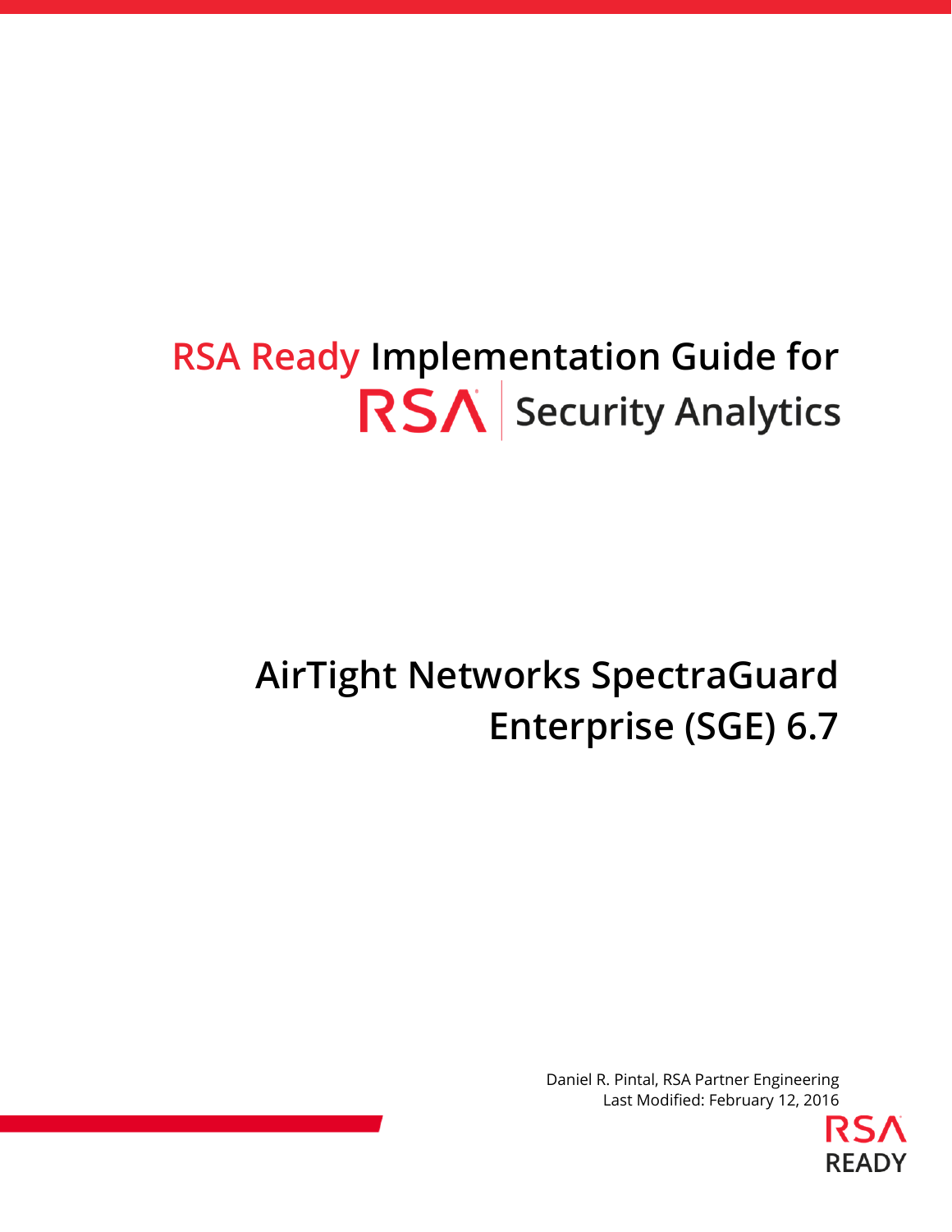# RSA Ready Implementation Guide for RSA Security Analytics

# AirTight Networks SpectraGuard Enterprise (SGE) 6.7

Daniel R. Pintal, RSA Partner Engineering
Last Modified: February 12, 2016

RSA READY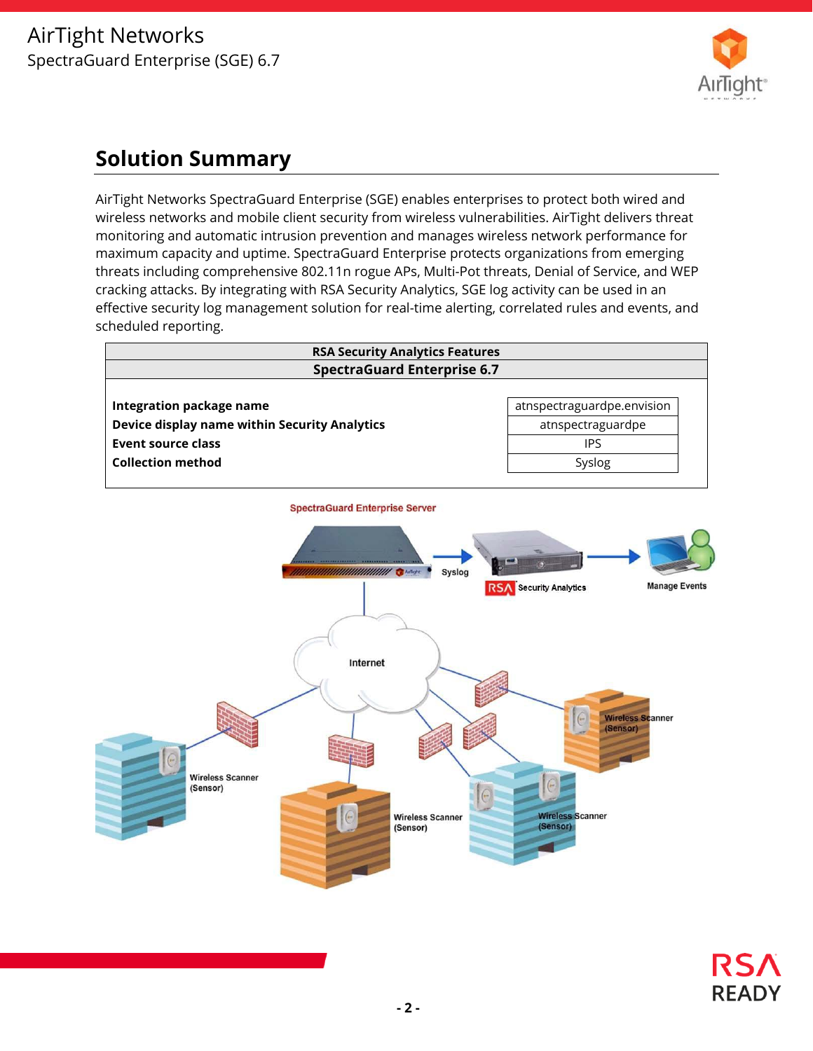## Solution Summary

AirTight Networks SpectraGuard Enterprise (SGE) enables enterprises to protect both wired and wireless networks and mobile client security from wireless vulnerabilities. AirTight delivers threat monitoring and automatic intrusion prevention and manages wireless network performance for maximum capacity and uptime. SpectraGuard Enterprise protects organizations from emerging threats including comprehensive 802.11n rogue APs, Multi-Pot threats, Denial of Service, and WEP cracking attacks. By integrating with RSA Security Analytics, SGE log activity can be used in an effective security log management solution for real-time alerting, correlated rules and events, and scheduled reporting.

| RSA Security Analytics Features | |
|---|---|
| **SpectraGuard Enterprise 6.7** | |
| **Integration package name** | atnspectraguardpe.envision |
| **Device display name within Security Analytics** | atnspectraguardpe |
| **Event source class** | IPS |
| **Collection method** | Syslog |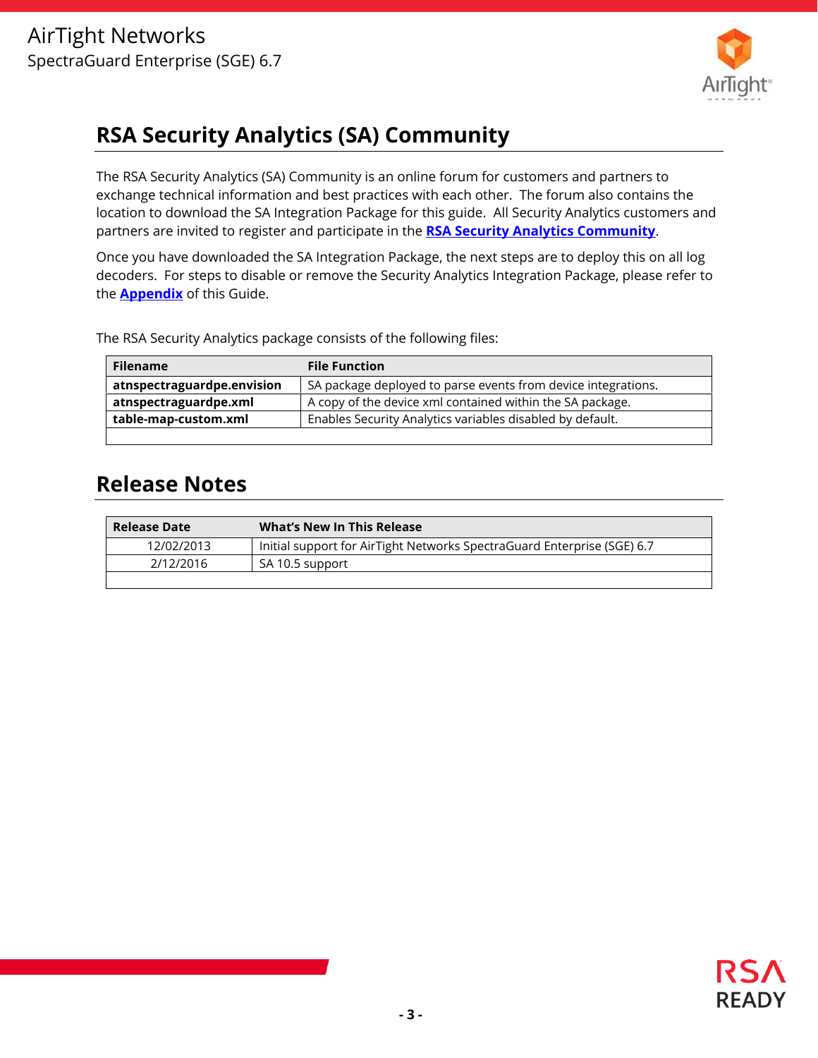## RSA Security Analytics (SA) Community

The RSA Security Analytics (SA) Community is an online forum for customers and partners to exchange technical information and best practices with each other. The forum also contains the location to download the SA Integration Package for this guide. All Security Analytics customers and partners are invited to register and participate in the **RSA Security Analytics Community**.

Once you have downloaded the SA Integration Package, the next steps are to deploy this on all log decoders. For steps to disable or remove the Security Analytics Integration Package, please refer to the **Appendix** of this Guide.

The RSA Security Analytics package consists of the following files:

| Filename | File Function |
|---|---|
| **atnspectraguardpe.envision** | SA package deployed to parse events from device integrations. |
| **atnspectraguardpe.xml** | A copy of the device xml contained within the SA package. |
| **table-map-custom.xml** | Enables Security Analytics variables disabled by default. |
| | |

## Release Notes

| Release Date | What's New In This Release |
|---|---|
| 12/02/2013 | Initial support for AirTight Networks SpectraGuard Enterprise (SGE) 6.7 |
| 2/12/2016 | SA 10.5 support |
| | |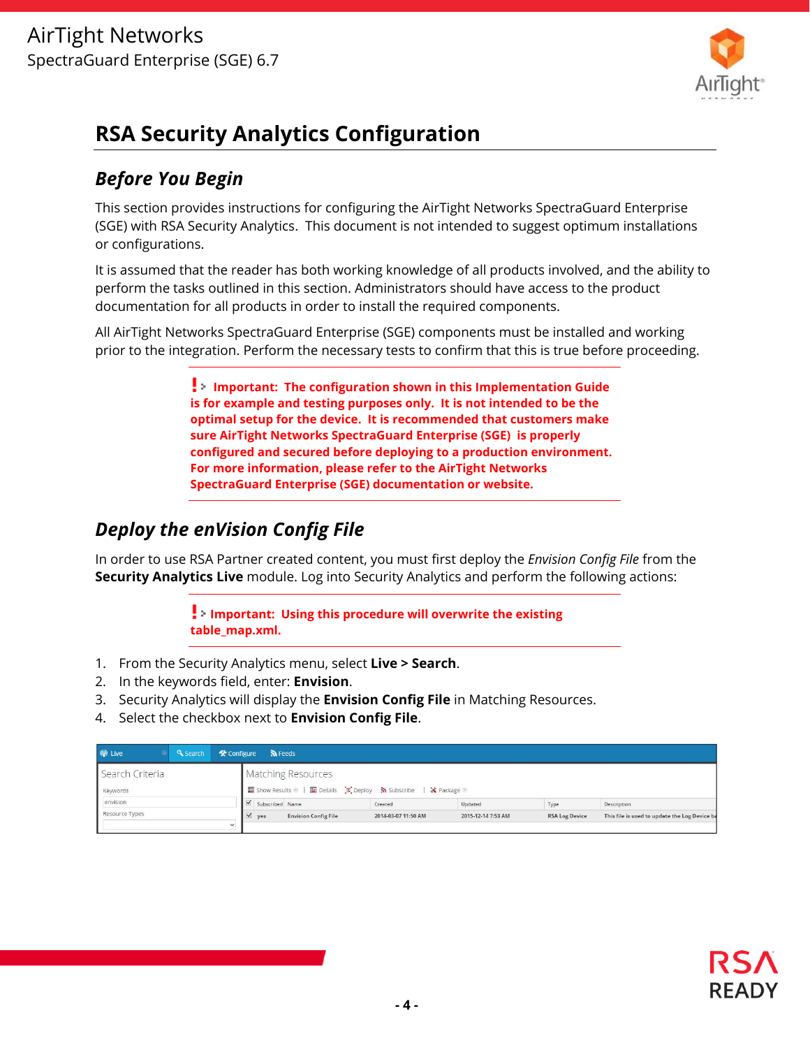# RSA Security Analytics Configuration

## *Before You Begin*

This section provides instructions for configuring the AirTight Networks SpectraGuard Enterprise (SGE) with RSA Security Analytics. This document is not intended to suggest optimum installations or configurations.

It is assumed that the reader has both working knowledge of all products involved, and the ability to perform the tasks outlined in this section. Administrators should have access to the product documentation for all products in order to install the required components.

All AirTight Networks SpectraGuard Enterprise (SGE) components must be installed and working prior to the integration. Perform the necessary tests to confirm that this is true before proceeding.

> **Important: The configuration shown in this Implementation Guide is for example and testing purposes only. It is not intended to be the optimal setup for the device. It is recommended that customers make sure AirTight Networks SpectraGuard Enterprise (SGE) is properly configured and secured before deploying to a production environment. For more information, please refer to the AirTight Networks SpectraGuard Enterprise (SGE) documentation or website.**

## *Deploy the enVision Config File*

In order to use RSA Partner created content, you must first deploy the *Envision Config File* from the **Security Analytics Live** module. Log into Security Analytics and perform the following actions:

> **Important: Using this procedure will overwrite the existing table_map.xml.**

1. From the Security Analytics menu, select **Live > Search**.
2. In the keywords field, enter: **Envision**.
3. Security Analytics will display the **Envision Config File** in Matching Resources.
4. Select the checkbox next to **Envision Config File**.

| Subscribed | Name | Created | Updated | Type | Description |
|---|---|---|---|---|---|
| yes | Envision Config File | 2014-03-07 11:50 AM | 2015-12-14 7:53 AM | RSA Log Device | This file is used to update the Log Device ba |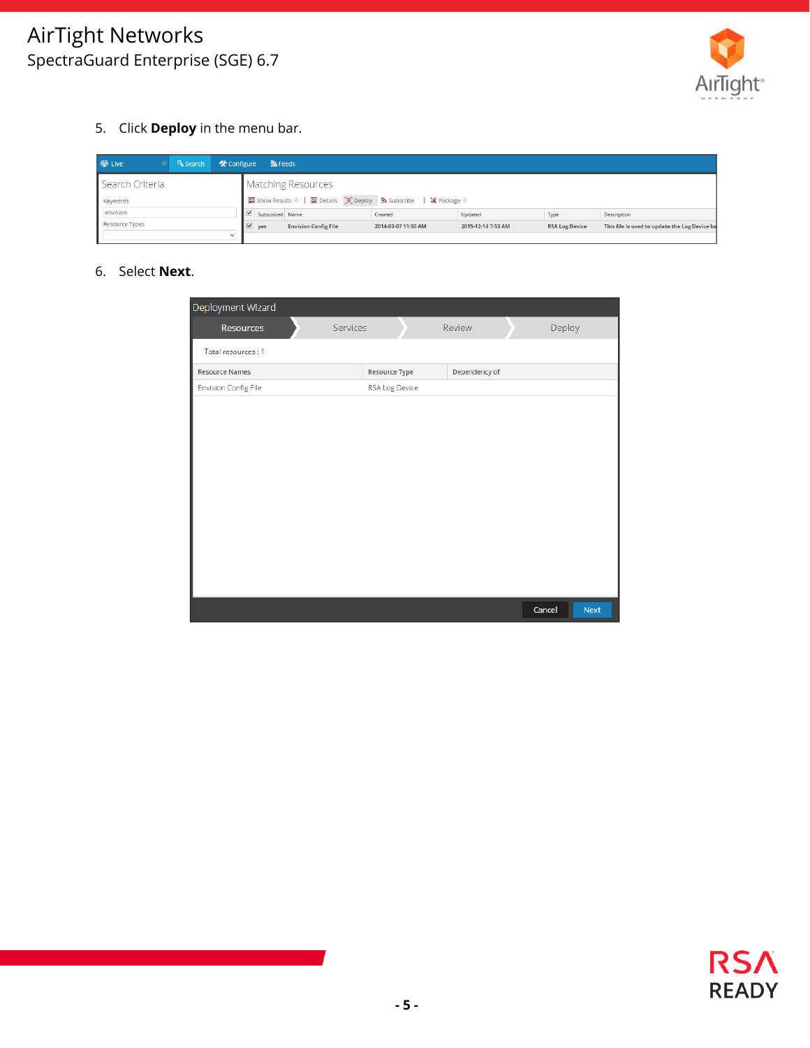5. Click **Deploy** in the menu bar.

6. Select **Next**.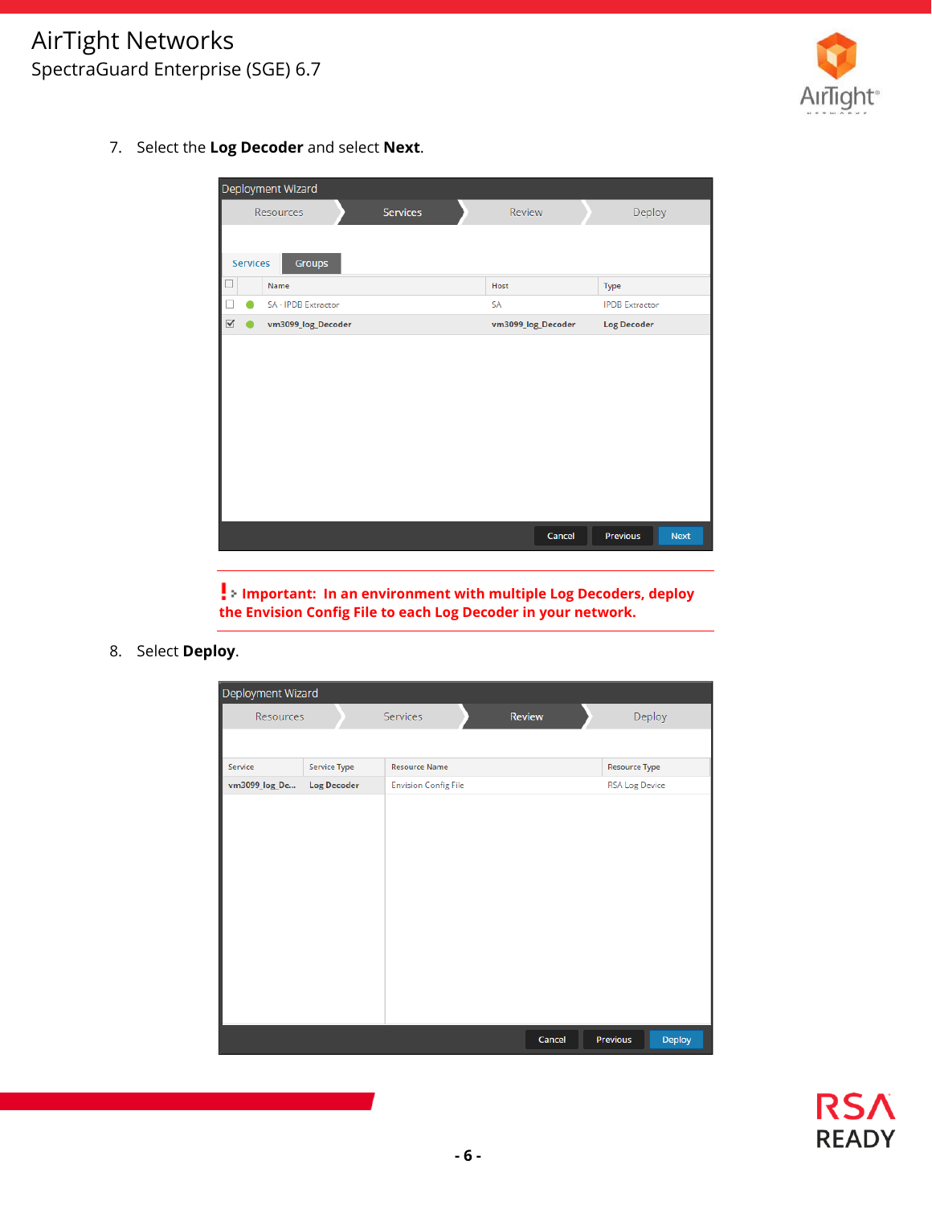7. Select the **Log Decoder** and select **Next**.

**Important: In an environment with multiple Log Decoders, deploy the Envision Config File to each Log Decoder in your network.**

8. Select **Deploy**.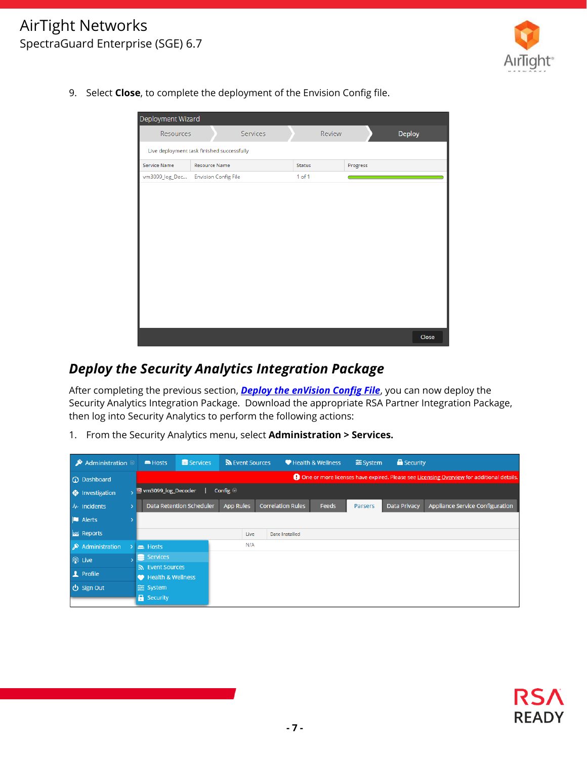9. Select **Close**, to complete the deployment of the Envision Config file.

## *Deploy the Security Analytics Integration Package*

After completing the previous section, ***Deploy the enVision Config File***, you can now deploy the Security Analytics Integration Package. Download the appropriate RSA Partner Integration Package, then log into Security Analytics to perform the following actions:

1. From the Security Analytics menu, select **Administration > Services.**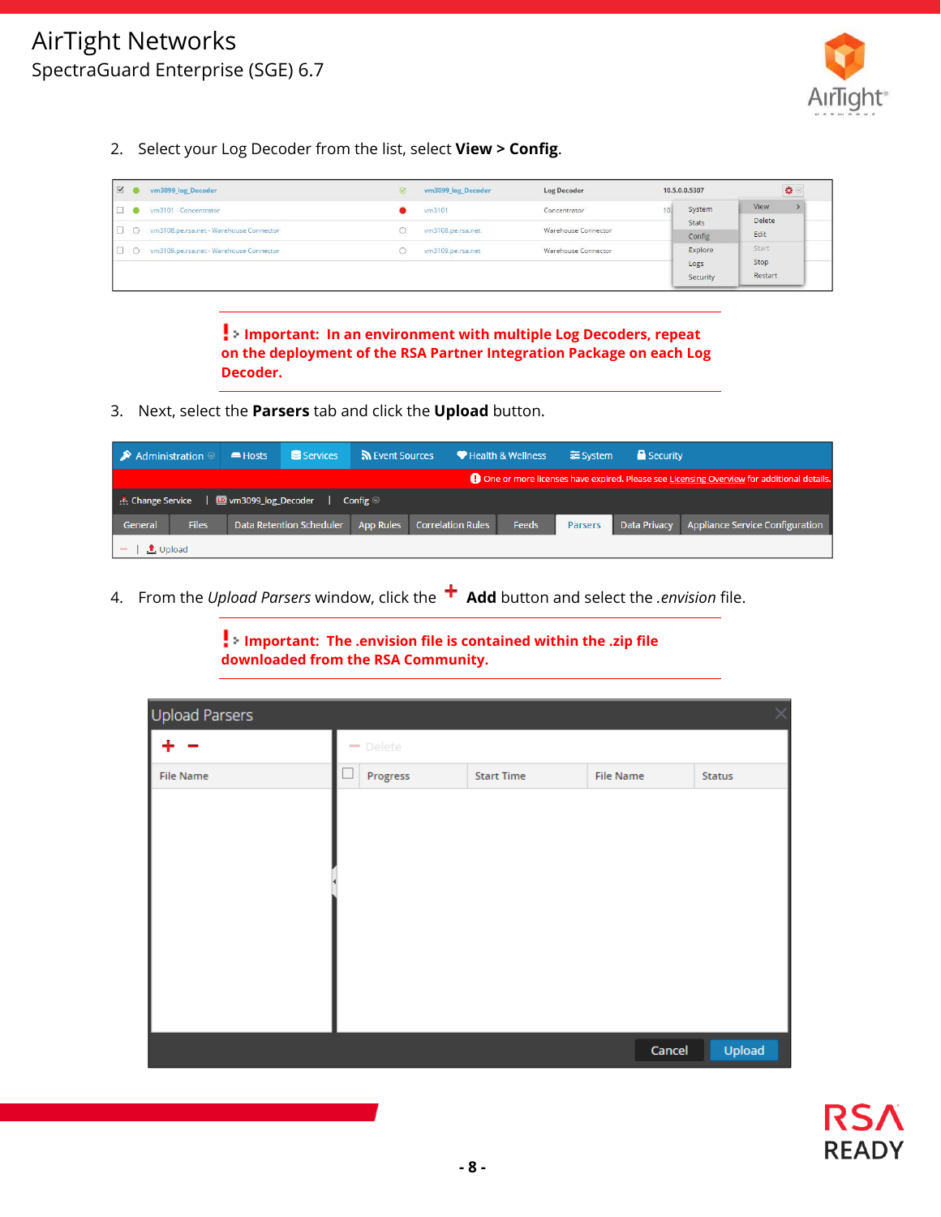2. Select your Log Decoder from the list, select **View > Config**.

> **Important: In an environment with multiple Log Decoders, repeat on the deployment of the RSA Partner Integration Package on each Log Decoder.**

3. Next, select the **Parsers** tab and click the **Upload** button.

4. From the *Upload Parsers* window, click the **+ Add** button and select the *.envision* file.

> **Important: The .envision file is contained within the .zip file downloaded from the RSA Community.**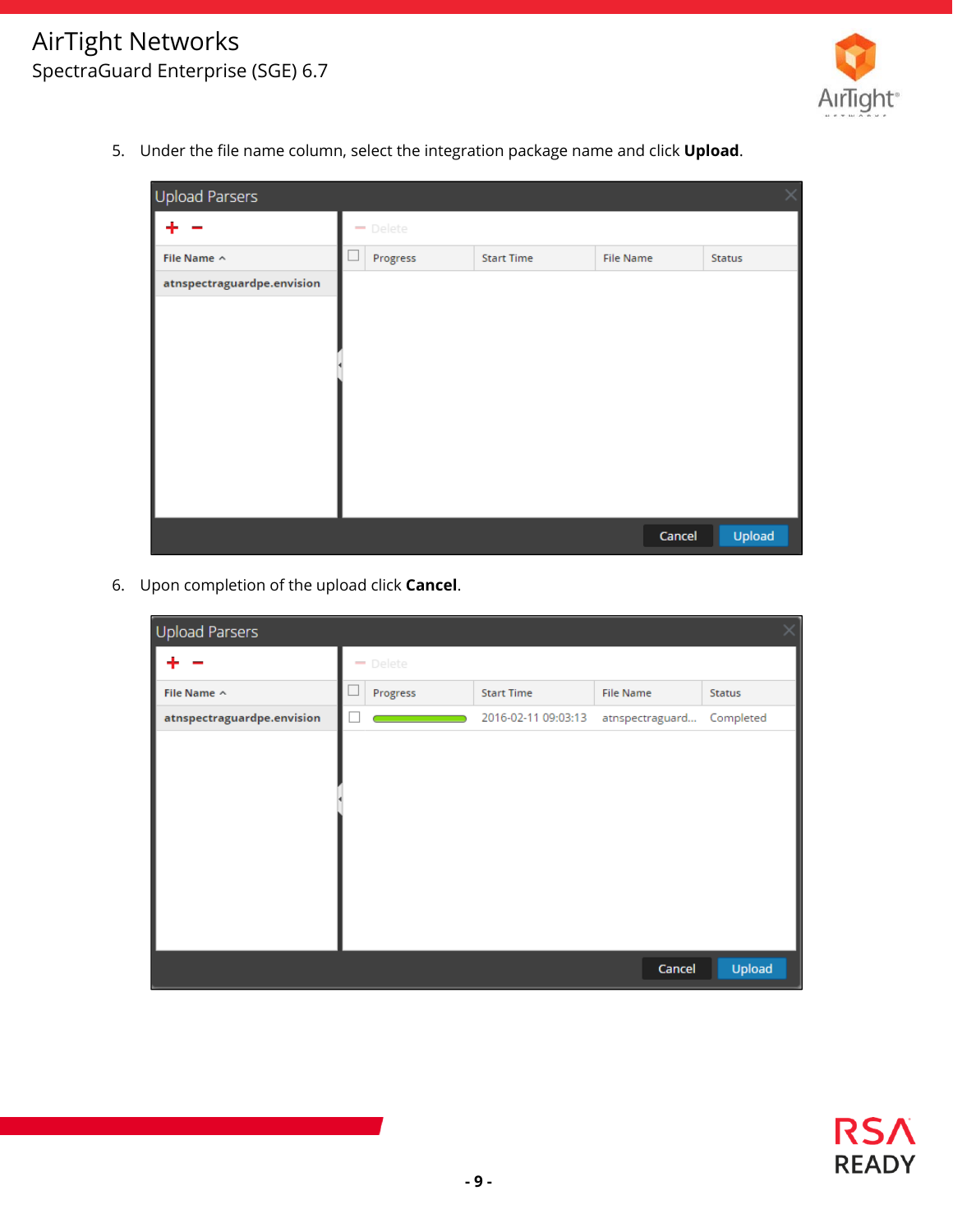5. Under the file name column, select the integration package name and click **Upload**.

6. Upon completion of the upload click **Cancel**.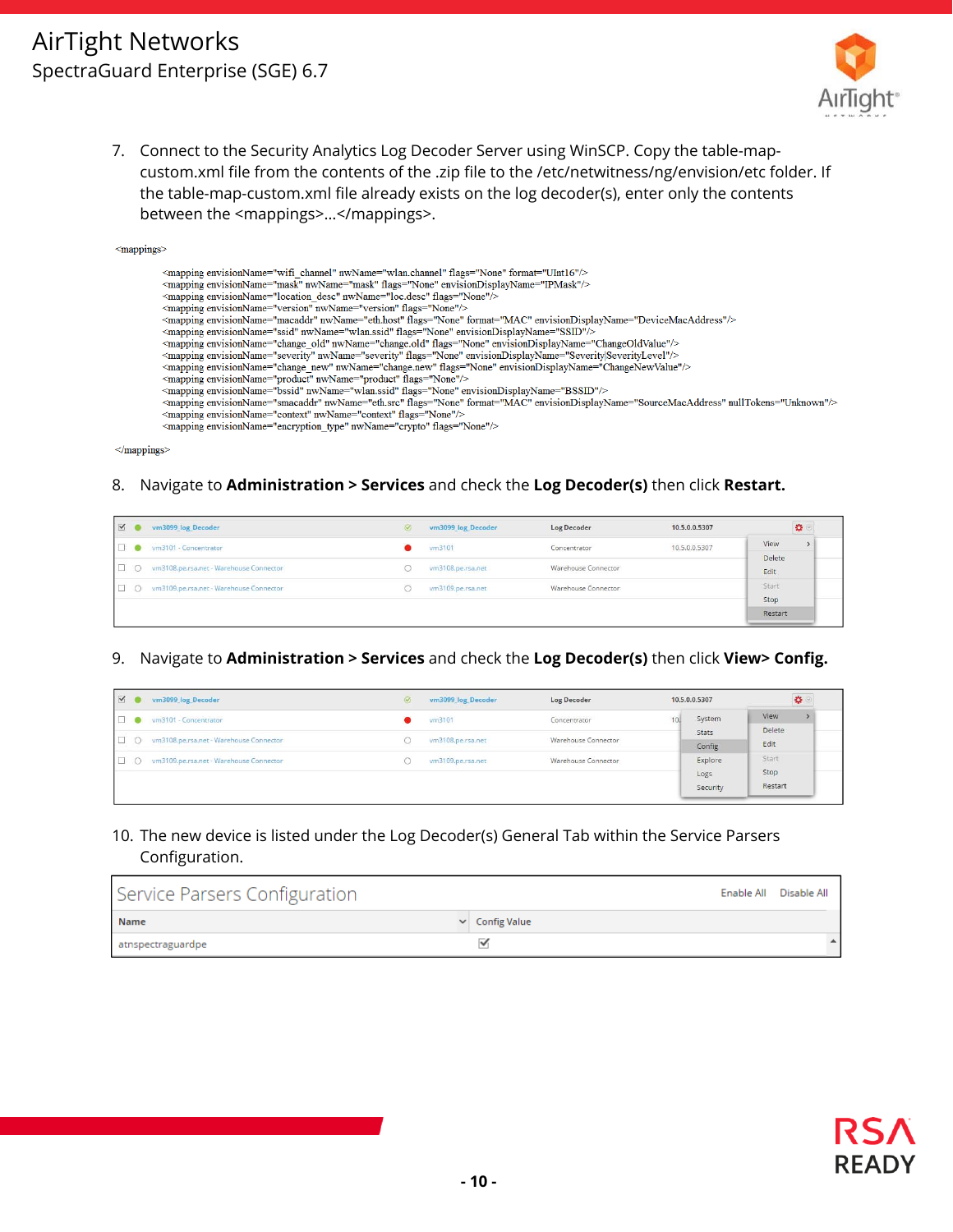7. Connect to the Security Analytics Log Decoder Server using WinSCP. Copy the table-map-custom.xml file from the contents of the .zip file to the /etc/netwitness/ng/envision/etc folder. If the table-map-custom.xml file already exists on the log decoder(s), enter only the contents between the <mappings>…</mappings>.

```
<mappings>

    <mapping envisionName="wifi_channel" nwName="wlan.channel" flags="None" format="UInt16"/>
    <mapping envisionName="mask" nwName="mask" flags="None" envisionDisplayName="IPMask"/>
    <mapping envisionName="location_desc" nwName="loc.desc" flags="None"/>
    <mapping envisionName="version" nwName="version" flags="None"/>
    <mapping envisionName="macaddr" nwName="eth.host" flags="None" format="MAC" envisionDisplayName="DeviceMacAddress"/>
    <mapping envisionName="ssid" nwName="wlan.ssid" flags="None" envisionDisplayName="SSID"/>
    <mapping envisionName="change_old" nwName="change.old" flags="None" envisionDisplayName="ChangeOldValue"/>
    <mapping envisionName="severity" nwName="severity" flags="None" envisionDisplayName="Severity|SeverityLevel"/>
    <mapping envisionName="change_new" nwName="change.new" flags="None" envisionDisplayName="ChangeNewValue"/>
    <mapping envisionName="product" nwName="product" flags="None"/>
    <mapping envisionName="bssid" nwName="wlan.ssid" flags="None" envisionDisplayName="BSSID"/>
    <mapping envisionName="smacaddr" nwName="eth.src" flags="None" format="MAC" envisionDisplayName="SourceMacAddress" nullTokens="Unknown"/>
    <mapping envisionName="context" nwName="context" flags="None"/>
    <mapping envisionName="encryption_type" nwName="crypto" flags="None"/>

</mappings>
```

8. Navigate to **Administration > Services** and check the **Log Decoder(s)** then click **Restart.**

9. Navigate to **Administration > Services** and check the **Log Decoder(s)** then click **View> Config.**

10. The new device is listed under the Log Decoder(s) General Tab within the Service Parsers Configuration.

Service Parsers Configuration

| Name | Config Value |
|---|---|
| atnspectraguardpe | ☑ |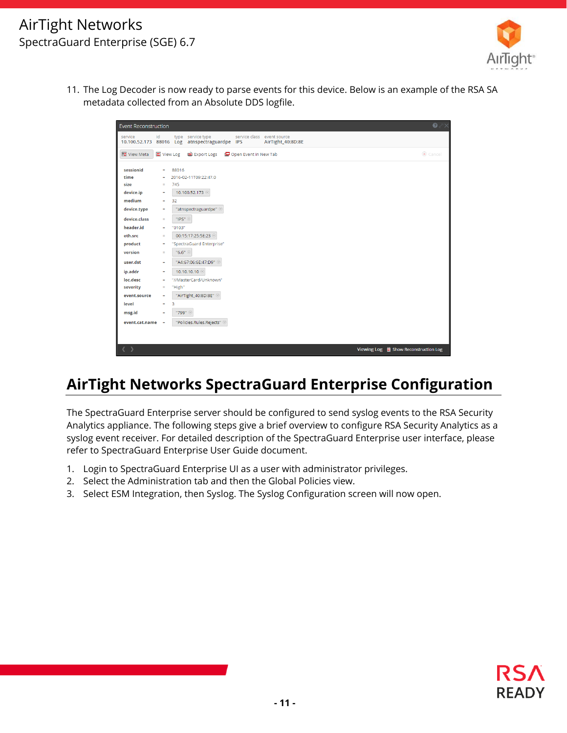11. The Log Decoder is now ready to parse events for this device. Below is an example of the RSA SA metadata collected from an Absolute DDS logfile.

## AirTight Networks SpectraGuard Enterprise Configuration

The SpectraGuard Enterprise server should be configured to send syslog events to the RSA Security Analytics appliance. The following steps give a brief overview to configure RSA Security Analytics as a syslog event receiver. For detailed description of the SpectraGuard Enterprise user interface, please refer to SpectraGuard Enterprise User Guide document.

1. Login to SpectraGuard Enterprise UI as a user with administrator privileges.
2. Select the Administration tab and then the Global Policies view.
3. Select ESM Integration, then Syslog. The Syslog Configuration screen will now open.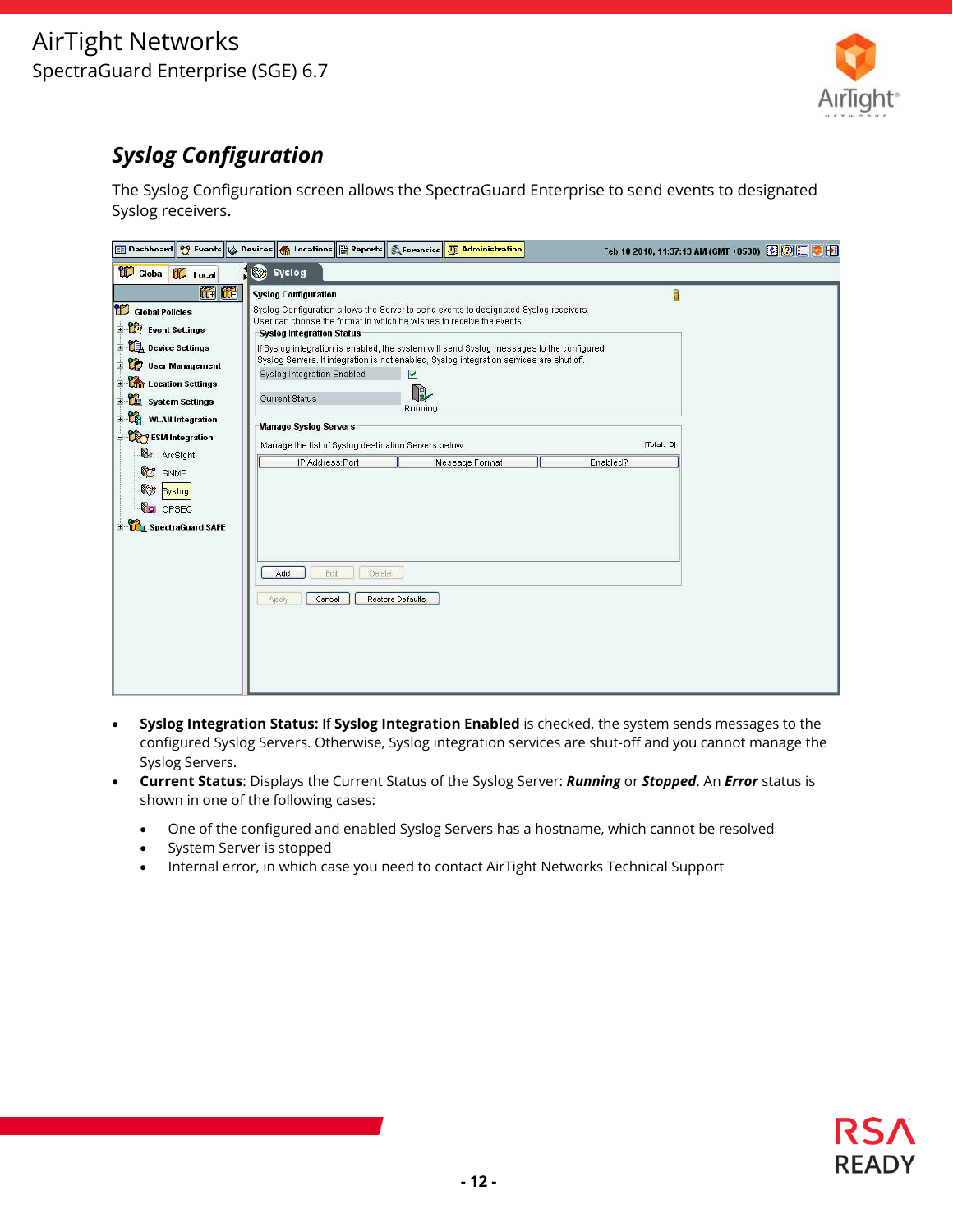## *Syslog Configuration*

The Syslog Configuration screen allows the SpectraGuard Enterprise to send events to designated Syslog receivers.

- **Syslog Integration Status:** If **Syslog Integration Enabled** is checked, the system sends messages to the configured Syslog Servers. Otherwise, Syslog integration services are shut-off and you cannot manage the Syslog Servers.
- **Current Status**: Displays the Current Status of the Syslog Server: ***Running*** or ***Stopped***. An ***Error*** status is shown in one of the following cases:
  - One of the configured and enabled Syslog Servers has a hostname, which cannot be resolved
  - System Server is stopped
  - Internal error, in which case you need to contact AirTight Networks Technical Support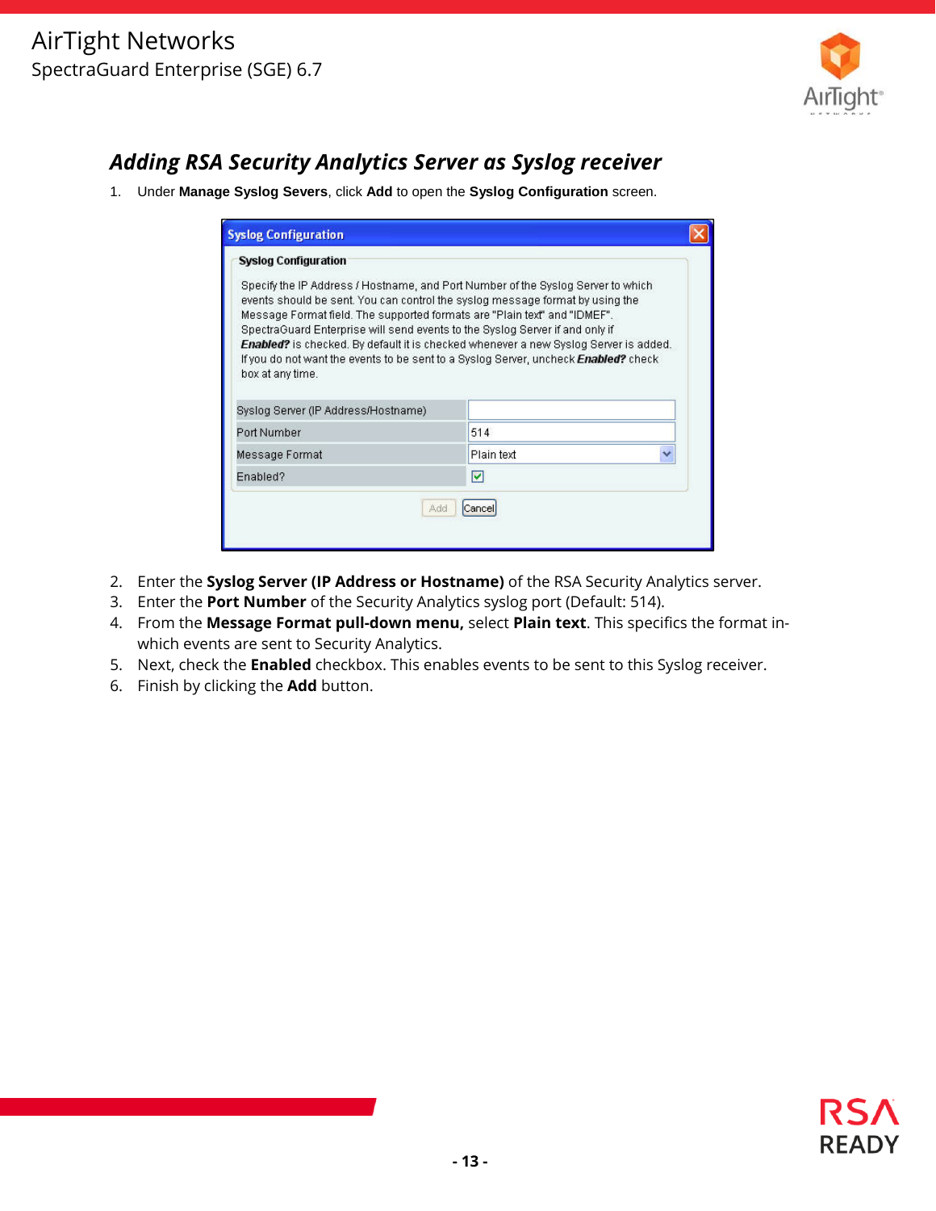## *Adding RSA Security Analytics Server as Syslog receiver*

1. Under **Manage Syslog Severs**, click **Add** to open the **Syslog Configuration** screen.

2. Enter the **Syslog Server (IP Address or Hostname)** of the RSA Security Analytics server.
3. Enter the **Port Number** of the Security Analytics syslog port (Default: 514).
4. From the **Message Format pull-down menu,** select **Plain text**. This specifics the format in-which events are sent to Security Analytics.
5. Next, check the **Enabled** checkbox. This enables events to be sent to this Syslog receiver.
6. Finish by clicking the **Add** button.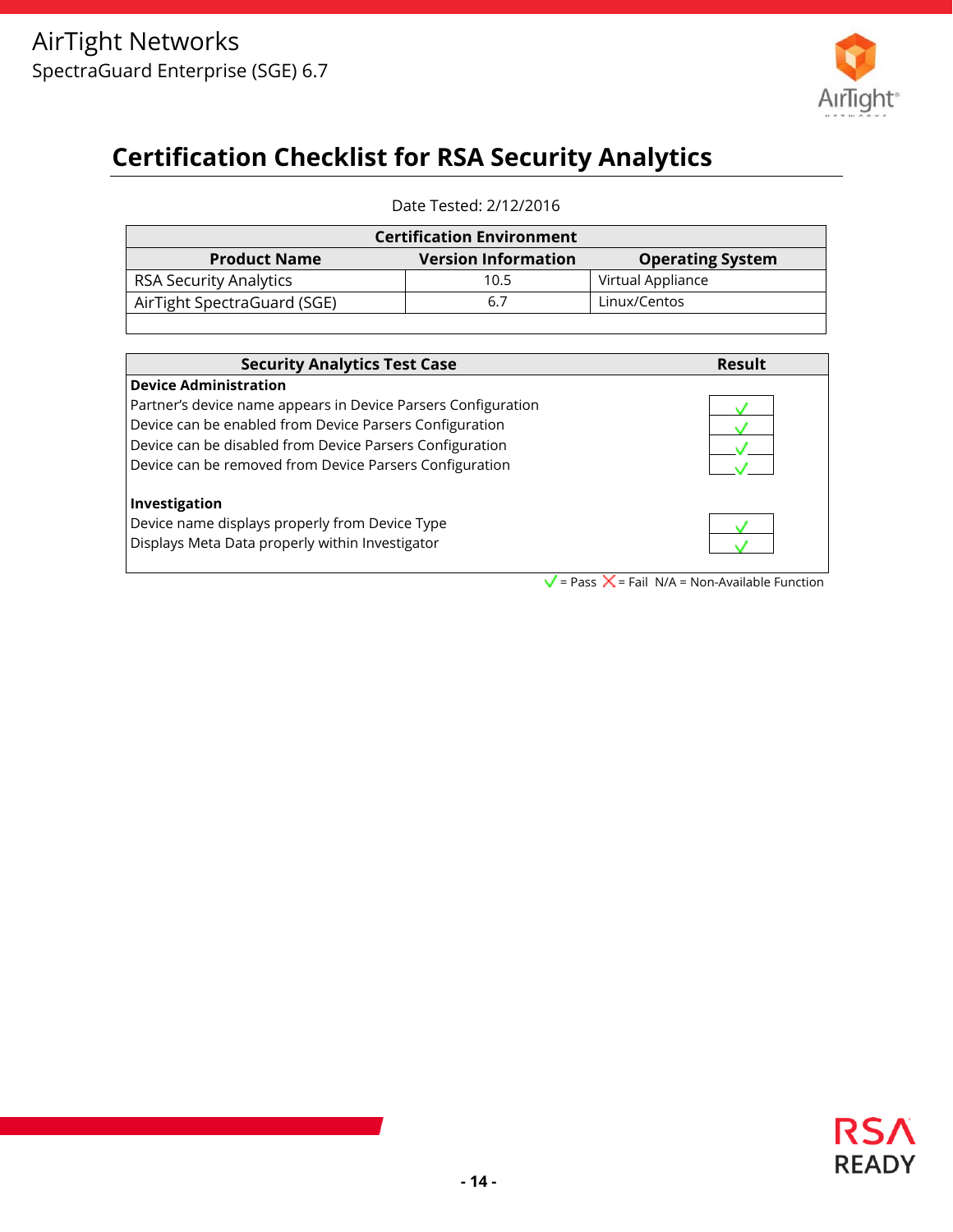## Certification Checklist for RSA Security Analytics

Date Tested: 2/12/2016

| Certification Environment | | |
|---|---|---|
| **Product Name** | **Version Information** | **Operating System** |
| RSA Security Analytics | 10.5 | Virtual Appliance |
| AirTight SpectraGuard (SGE) | 6.7 | Linux/Centos |

| Security Analytics Test Case | Result |
|---|---|
| **Device Administration** | |
| Partner's device name appears in Device Parsers Configuration | ✓ |
| Device can be enabled from Device Parsers Configuration | ✓ |
| Device can be disabled from Device Parsers Configuration | ✓ |
| Device can be removed from Device Parsers Configuration | ✓ |
| **Investigation** | |
| Device name displays properly from Device Type | ✓ |
| Displays Meta Data properly within Investigator | ✓ |

✓ = Pass ✗ = Fail N/A = Non-Available Function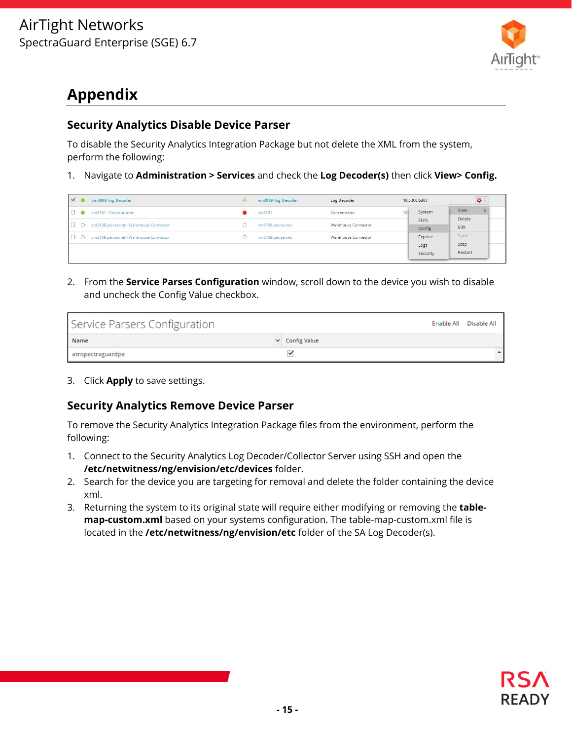# Appendix

## Security Analytics Disable Device Parser

To disable the Security Analytics Integration Package but not delete the XML from the system, perform the following:

1. Navigate to **Administration > Services** and check the **Log Decoder(s)** then click **View> Config.**

2. From the **Service Parses Configuration** window, scroll down to the device you wish to disable and uncheck the Config Value checkbox.

3. Click **Apply** to save settings.

## Security Analytics Remove Device Parser

To remove the Security Analytics Integration Package files from the environment, perform the following:

1. Connect to the Security Analytics Log Decoder/Collector Server using SSH and open the **/etc/netwitness/ng/envision/etc/devices** folder.
2. Search for the device you are targeting for removal and delete the folder containing the device xml.
3. Returning the system to its original state will require either modifying or removing the **table-map-custom.xml** based on your systems configuration. The table-map-custom.xml file is located in the **/etc/netwitness/ng/envision/etc** folder of the SA Log Decoder(s).